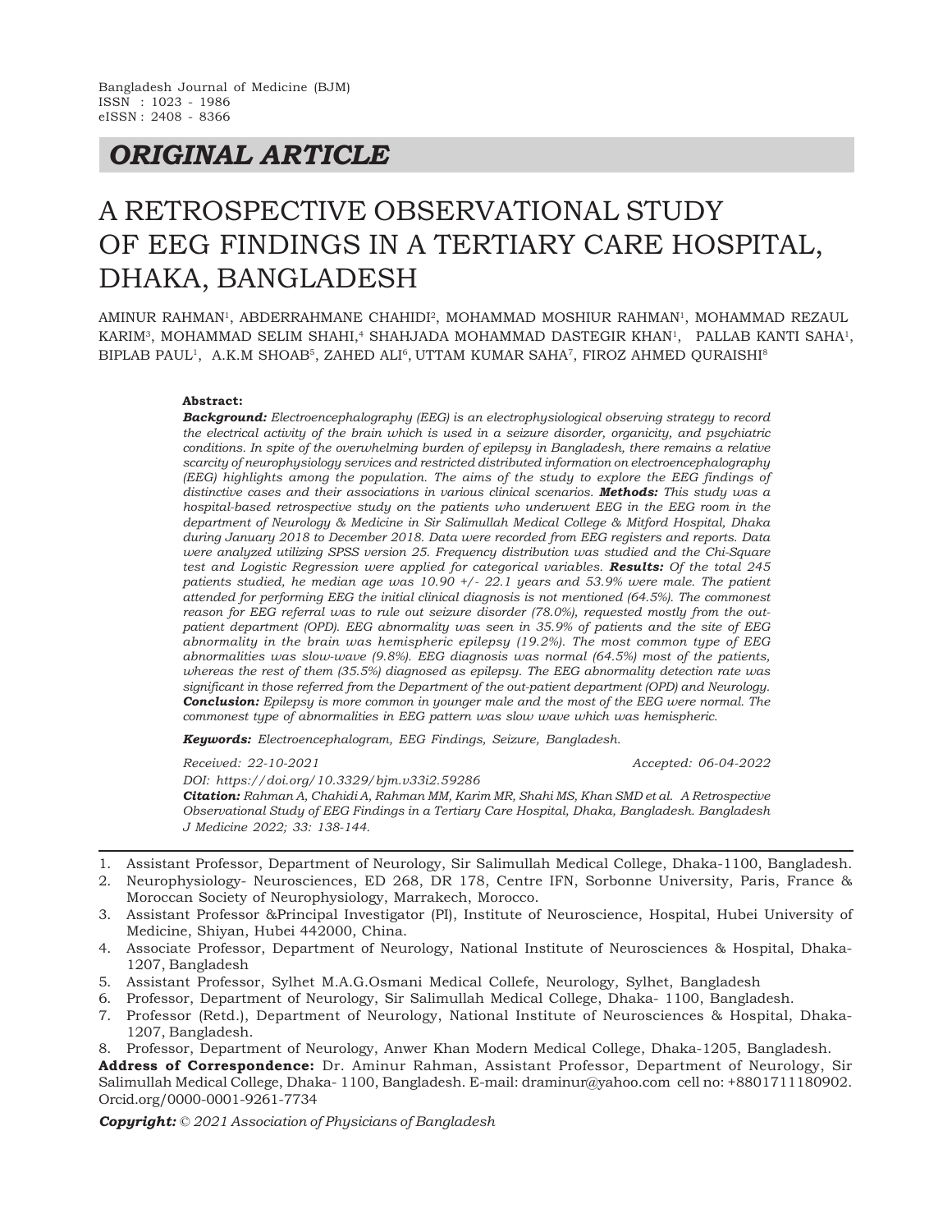Bangladesh Journal of Medicine (BJM)
ISSN : 1023 - 1986
eISSN : 2408 - 8366

## ORIGINAL ARTICLE

# A RETROSPECTIVE OBSERVATIONAL STUDY OF EEG FINDINGS IN A TERTIARY CARE HOSPITAL, DHAKA, BANGLADESH

AMINUR RAHMAN[1], ABDERRAHMANE CHAHIDI[2], MOHAMMAD MOSHIUR RAHMAN[1], MOHAMMAD REZAUL KARIM[3], MOHAMMAD SELIM SHAHI,[4] SHAHJADA MOHAMMAD DASTEGIR KHAN[1], PALLAB KANTI SAHA[1], BIPLAB PAUL[1], A.K.M SHOAB[5], ZAHED ALI[6], UTTAM KUMAR SAHA[7], FIROZ AHMED QURAISHI[8]

**Abstract:**

***Background:*** *Electroencephalography (EEG) is an electrophysiological observing strategy to record the electrical activity of the brain which is used in a seizure disorder, organicity, and psychiatric conditions. In spite of the overwhelming burden of epilepsy in Bangladesh, there remains a relative scarcity of neurophysiology services and restricted distributed information on electroencephalography (EEG) highlights among the population. The aims of the study to explore the EEG findings of distinctive cases and their associations in various clinical scenarios.* ***Methods:*** *This study was a hospital-based retrospective study on the patients who underwent EEG in the EEG room in the department of Neurology & Medicine in Sir Salimullah Medical College & Mitford Hospital, Dhaka during January 2018 to December 2018. Data were recorded from EEG registers and reports. Data were analyzed utilizing SPSS version 25. Frequency distribution was studied and the Chi-Square test and Logistic Regression were applied for categorical variables.* ***Results:*** *Of the total 245 patients studied, he median age was 10.90 +/- 22.1 years and 53.9% were male. The patient attended for performing EEG the initial clinical diagnosis is not mentioned (64.5%). The commonest reason for EEG referral was to rule out seizure disorder (78.0%), requested mostly from the out-patient department (OPD). EEG abnormality was seen in 35.9% of patients and the site of EEG abnormality in the brain was hemispheric epilepsy (19.2%). The most common type of EEG abnormalities was slow-wave (9.8%). EEG diagnosis was normal (64.5%) most of the patients, whereas the rest of them (35.5%) diagnosed as epilepsy. The EEG abnormality detection rate was significant in those referred from the Department of the out-patient department (OPD) and Neurology.* ***Conclusion:*** *Epilepsy is more common in younger male and the most of the EEG were normal. The commonest type of abnormalities in EEG pattern was slow wave which was hemispheric.*

***Keywords:*** *Electroencephalogram, EEG Findings, Seizure, Bangladesh.*

*Received: 22-10-2021* *Accepted: 06-04-2022*

*DOI: https://doi.org/10.3329/bjm.v33i2.59286*

***Citation:*** *Rahman A, Chahidi A, Rahman MM, Karim MR, Shahi MS, Khan SMD et al. A Retrospective Observational Study of EEG Findings in a Tertiary Care Hospital, Dhaka, Bangladesh. Bangladesh J Medicine 2022; 33: 138-144.*

---

1. Assistant Professor, Department of Neurology, Sir Salimullah Medical College, Dhaka-1100, Bangladesh.
2. Neurophysiology- Neurosciences, ED 268, DR 178, Centre IFN, Sorbonne University, Paris, France & Moroccan Society of Neurophysiology, Marrakech, Morocco.
3. Assistant Professor &Principal Investigator (PI), Institute of Neuroscience, Hospital, Hubei University of Medicine, Shiyan, Hubei 442000, China.
4. Associate Professor, Department of Neurology, National Institute of Neurosciences & Hospital, Dhaka-1207, Bangladesh
5. Assistant Professor, Sylhet M.A.G.Osmani Medical Collefe, Neurology, Sylhet, Bangladesh
6. Professor, Department of Neurology, Sir Salimullah Medical College, Dhaka- 1100, Bangladesh.
7. Professor (Retd.), Department of Neurology, National Institute of Neurosciences & Hospital, Dhaka-1207, Bangladesh.
8. Professor, Department of Neurology, Anwer Khan Modern Medical College, Dhaka-1205, Bangladesh.

**Address of Correspondence:** Dr. Aminur Rahman, Assistant Professor, Department of Neurology, Sir Salimullah Medical College, Dhaka- 1100, Bangladesh. E-mail: draminur@yahoo.com cell no: +8801711180902. Orcid.org/0000-0001-9261-7734

***Copyright:*** *© 2021 Association of Physicians of Bangladesh*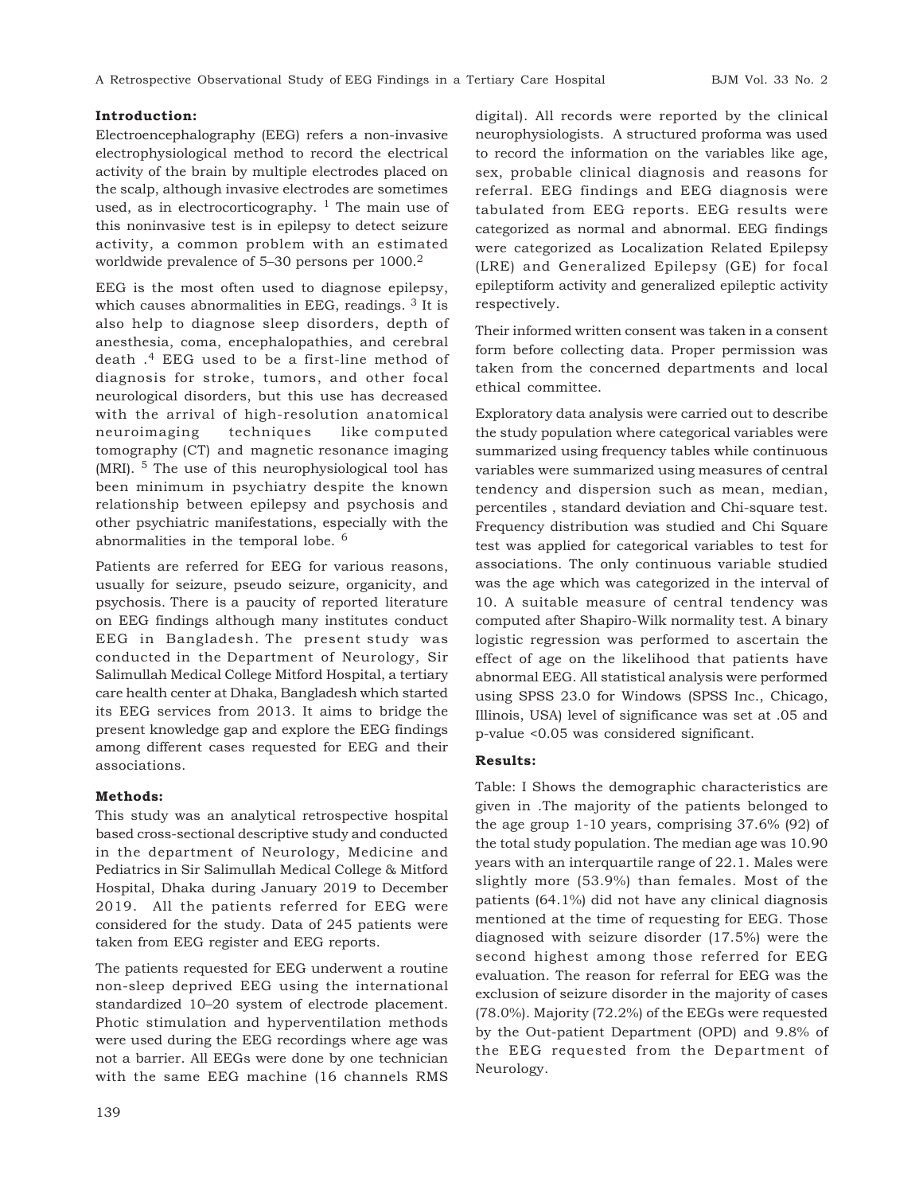## Introduction:

Electroencephalography (EEG) refers a non-invasive electrophysiological method to record the electrical activity of the brain by multiple electrodes placed on the scalp, although invasive electrodes are sometimes used, as in electrocorticography. [1] The main use of this noninvasive test is in epilepsy to detect seizure activity, a common problem with an estimated worldwide prevalence of 5–30 persons per 1000.[2]

EEG is the most often used to diagnose epilepsy, which causes abnormalities in EEG, readings. [3] It is also help to diagnose sleep disorders, depth of anesthesia, coma, encephalopathies, and cerebral death .[4] EEG used to be a first-line method of diagnosis for stroke, tumors, and other focal neurological disorders, but this use has decreased with the arrival of high-resolution anatomical neuroimaging techniques like computed tomography (CT) and magnetic resonance imaging (MRI). [5] The use of this neurophysiological tool has been minimum in psychiatry despite the known relationship between epilepsy and psychosis and other psychiatric manifestations, especially with the abnormalities in the temporal lobe. [6]

Patients are referred for EEG for various reasons, usually for seizure, pseudo seizure, organicity, and psychosis. There is a paucity of reported literature on EEG findings although many institutes conduct EEG in Bangladesh. The present study was conducted in the Department of Neurology, Sir Salimullah Medical College Mitford Hospital, a tertiary care health center at Dhaka, Bangladesh which started its EEG services from 2013. It aims to bridge the present knowledge gap and explore the EEG findings among different cases requested for EEG and their associations.

## Methods:

This study was an analytical retrospective hospital based cross-sectional descriptive study and conducted in the department of Neurology, Medicine and Pediatrics in Sir Salimullah Medical College & Mitford Hospital, Dhaka during January 2019 to December 2019. All the patients referred for EEG were considered for the study. Data of 245 patients were taken from EEG register and EEG reports.

The patients requested for EEG underwent a routine non-sleep deprived EEG using the international standardized 10–20 system of electrode placement. Photic stimulation and hyperventilation methods were used during the EEG recordings where age was not a barrier. All EEGs were done by one technician with the same EEG machine (16 channels RMS digital). All records were reported by the clinical neurophysiologists. A structured proforma was used to record the information on the variables like age, sex, probable clinical diagnosis and reasons for referral. EEG findings and EEG diagnosis were tabulated from EEG reports. EEG results were categorized as normal and abnormal. EEG findings were categorized as Localization Related Epilepsy (LRE) and Generalized Epilepsy (GE) for focal epileptiform activity and generalized epileptic activity respectively.

Their informed written consent was taken in a consent form before collecting data. Proper permission was taken from the concerned departments and local ethical committee.

Exploratory data analysis were carried out to describe the study population where categorical variables were summarized using frequency tables while continuous variables were summarized using measures of central tendency and dispersion such as mean, median, percentiles , standard deviation and Chi-square test. Frequency distribution was studied and Chi Square test was applied for categorical variables to test for associations. The only continuous variable studied was the age which was categorized in the interval of 10. A suitable measure of central tendency was computed after Shapiro-Wilk normality test. A binary logistic regression was performed to ascertain the effect of age on the likelihood that patients have abnormal EEG. All statistical analysis were performed using SPSS 23.0 for Windows (SPSS Inc., Chicago, Illinois, USA) level of significance was set at .05 and p-value <0.05 was considered significant.

## Results:

Table: I Shows the demographic characteristics are given in .The majority of the patients belonged to the age group 1-10 years, comprising 37.6% (92) of the total study population. The median age was 10.90 years with an interquartile range of 22.1. Males were slightly more (53.9%) than females. Most of the patients (64.1%) did not have any clinical diagnosis mentioned at the time of requesting for EEG. Those diagnosed with seizure disorder (17.5%) were the second highest among those referred for EEG evaluation. The reason for referral for EEG was the exclusion of seizure disorder in the majority of cases (78.0%). Majority (72.2%) of the EEGs were requested by the Out-patient Department (OPD) and 9.8% of the EEG requested from the Department of Neurology.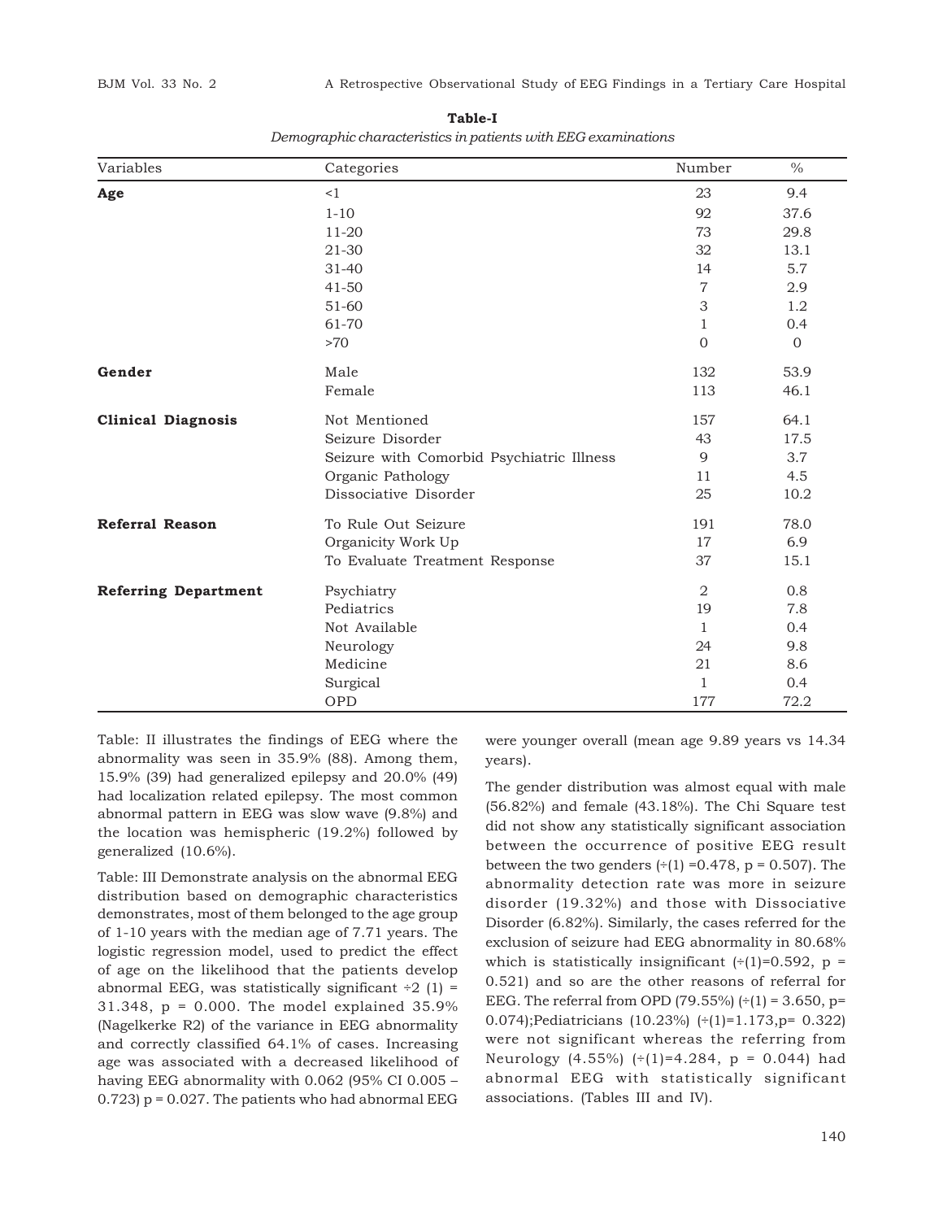**Table-I**

*Demographic characteristics in patients with EEG examinations*

| Variables | Categories | Number | % |
|---|---|---|---|
| **Age** | <1 | 23 | 9.4 |
| | 1-10 | 92 | 37.6 |
| | 11-20 | 73 | 29.8 |
| | 21-30 | 32 | 13.1 |
| | 31-40 | 14 | 5.7 |
| | 41-50 | 7 | 2.9 |
| | 51-60 | 3 | 1.2 |
| | 61-70 | 1 | 0.4 |
| | >70 | 0 | 0 |
| **Gender** | Male | 132 | 53.9 |
| | Female | 113 | 46.1 |
| **Clinical Diagnosis** | Not Mentioned | 157 | 64.1 |
| | Seizure Disorder | 43 | 17.5 |
| | Seizure with Comorbid Psychiatric Illness | 9 | 3.7 |
| | Organic Pathology | 11 | 4.5 |
| | Dissociative Disorder | 25 | 10.2 |
| **Referral Reason** | To Rule Out Seizure | 191 | 78.0 |
| | Organicity Work Up | 17 | 6.9 |
| | To Evaluate Treatment Response | 37 | 15.1 |
| **Referring Department** | Psychiatry | 2 | 0.8 |
| | Pediatrics | 19 | 7.8 |
| | Not Available | 1 | 0.4 |
| | Neurology | 24 | 9.8 |
| | Medicine | 21 | 8.6 |
| | Surgical | 1 | 0.4 |
| | OPD | 177 | 72.2 |

Table: II illustrates the findings of EEG where the abnormality was seen in 35.9% (88). Among them, 15.9% (39) had generalized epilepsy and 20.0% (49) had localization related epilepsy. The most common abnormal pattern in EEG was slow wave (9.8%) and the location was hemispheric (19.2%) followed by generalized (10.6%).

Table: III Demonstrate analysis on the abnormal EEG distribution based on demographic characteristics demonstrates, most of them belonged to the age group of 1-10 years with the median age of 7.71 years. The logistic regression model, used to predict the effect of age on the likelihood that the patients develop abnormal EEG, was statistically significant $\chi^2$ (1) = 31.348, p = 0.000. The model explained 35.9% (Nagelkerke R2) of the variance in EEG abnormality and correctly classified 64.1% of cases. Increasing age was associated with a decreased likelihood of having EEG abnormality with 0.062 (95% CI 0.005 – 0.723) p = 0.027. The patients who had abnormal EEG were younger overall (mean age 9.89 years vs 14.34 years).

The gender distribution was almost equal with male (56.82%) and female (43.18%). The Chi Square test did not show any statistically significant association between the occurrence of positive EEG result between the two genders ($\chi^2$(1) =0.478, p = 0.507). The abnormality detection rate was more in seizure disorder (19.32%) and those with Dissociative Disorder (6.82%). Similarly, the cases referred for the exclusion of seizure had EEG abnormality in 80.68% which is statistically insignificant ($\chi^2$(1)=0.592, p = 0.521) and so are the other reasons of referral for EEG. The referral from OPD (79.55%) ($\chi^2$(1) = 3.650, p= 0.074);Pediatricians (10.23%) ($\chi^2$(1)=1.173,p= 0.322) were not significant whereas the referring from Neurology (4.55%) ($\chi^2$(1)=4.284, p = 0.044) had abnormal EEG with statistically significant associations. (Tables III and IV).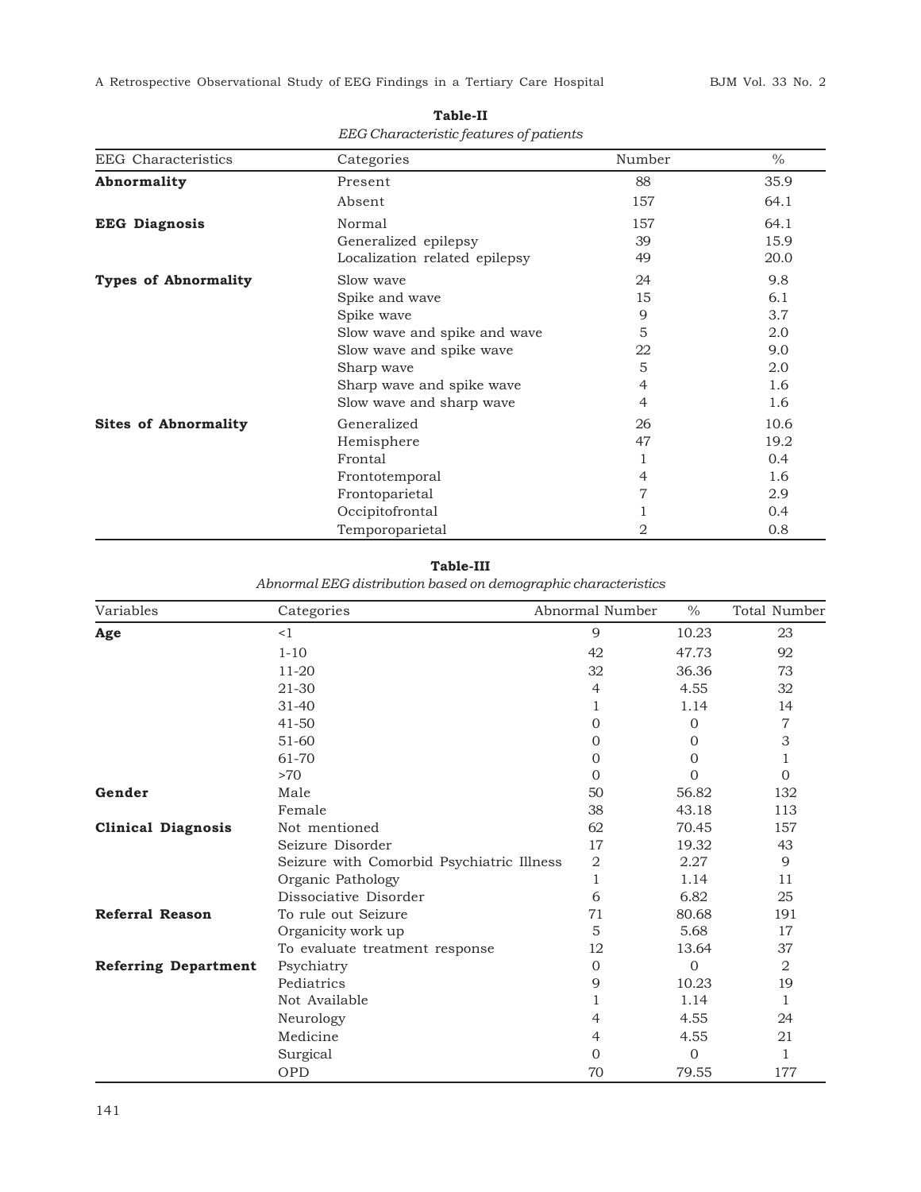**Table-II**

*EEG Characteristic features of patients*

| EEG Characteristics | Categories | Number | % |
|---|---|---|---|
| **Abnormality** | Present | 88 | 35.9 |
| | Absent | 157 | 64.1 |
| **EEG Diagnosis** | Normal | 157 | 64.1 |
| | Generalized epilepsy | 39 | 15.9 |
| | Localization related epilepsy | 49 | 20.0 |
| **Types of Abnormality** | Slow wave | 24 | 9.8 |
| | Spike and wave | 15 | 6.1 |
| | Spike wave | 9 | 3.7 |
| | Slow wave and spike and wave | 5 | 2.0 |
| | Slow wave and spike wave | 22 | 9.0 |
| | Sharp wave | 5 | 2.0 |
| | Sharp wave and spike wave | 4 | 1.6 |
| | Slow wave and sharp wave | 4 | 1.6 |
| **Sites of Abnormality** | Generalized | 26 | 10.6 |
| | Hemisphere | 47 | 19.2 |
| | Frontal | 1 | 0.4 |
| | Frontotemporal | 4 | 1.6 |
| | Frontoparietal | 7 | 2.9 |
| | Occipitofrontal | 1 | 0.4 |
| | Temporoparietal | 2 | 0.8 |

**Table-III**

*Abnormal EEG distribution based on demographic characteristics*

| Variables | Categories | Abnormal Number | % | Total Number |
|---|---|---|---|---|
| **Age** | <1 | 9 | 10.23 | 23 |
| | 1-10 | 42 | 47.73 | 92 |
| | 11-20 | 32 | 36.36 | 73 |
| | 21-30 | 4 | 4.55 | 32 |
| | 31-40 | 1 | 1.14 | 14 |
| | 41-50 | 0 | 0 | 7 |
| | 51-60 | 0 | 0 | 3 |
| | 61-70 | 0 | 0 | 1 |
| | >70 | 0 | 0 | 0 |
| **Gender** | Male | 50 | 56.82 | 132 |
| | Female | 38 | 43.18 | 113 |
| **Clinical Diagnosis** | Not mentioned | 62 | 70.45 | 157 |
| | Seizure Disorder | 17 | 19.32 | 43 |
| | Seizure with Comorbid Psychiatric Illness | 2 | 2.27 | 9 |
| | Organic Pathology | 1 | 1.14 | 11 |
| | Dissociative Disorder | 6 | 6.82 | 25 |
| **Referral Reason** | To rule out Seizure | 71 | 80.68 | 191 |
| | Organicity work up | 5 | 5.68 | 17 |
| | To evaluate treatment response | 12 | 13.64 | 37 |
| **Referring Department** | Psychiatry | 0 | 0 | 2 |
| | Pediatrics | 9 | 10.23 | 19 |
| | Not Available | 1 | 1.14 | 1 |
| | Neurology | 4 | 4.55 | 24 |
| | Medicine | 4 | 4.55 | 21 |
| | Surgical | 0 | 0 | 1 |
| | OPD | 70 | 79.55 | 177 |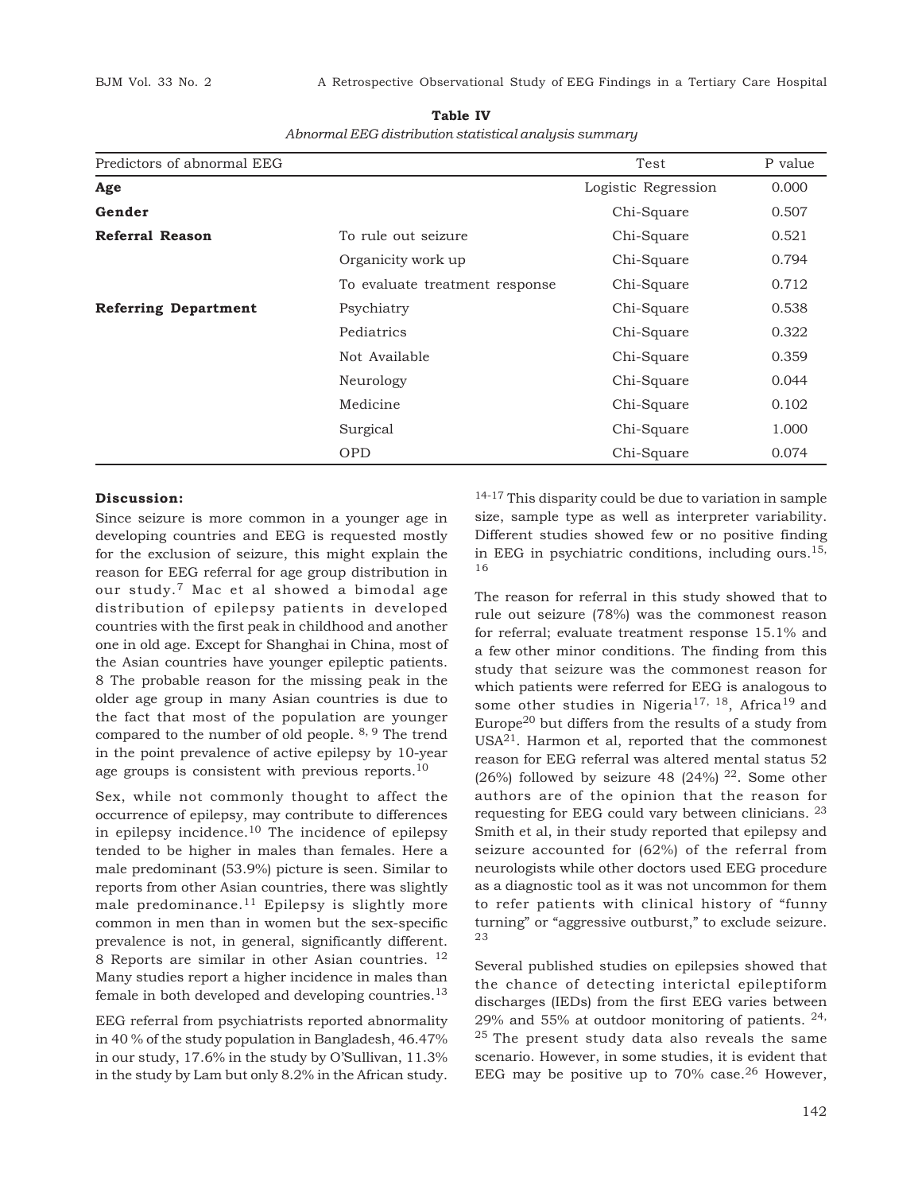**Table IV**

*Abnormal EEG distribution statistical analysis summary*

| Predictors of abnormal EEG | | Test | P value |
|---|---|---|---|
| **Age** | | Logistic Regression | 0.000 |
| **Gender** | | Chi-Square | 0.507 |
| **Referral Reason** | To rule out seizure | Chi-Square | 0.521 |
| | Organicity work up | Chi-Square | 0.794 |
| | To evaluate treatment response | Chi-Square | 0.712 |
| **Referring Department** | Psychiatry | Chi-Square | 0.538 |
| | Pediatrics | Chi-Square | 0.322 |
| | Not Available | Chi-Square | 0.359 |
| | Neurology | Chi-Square | 0.044 |
| | Medicine | Chi-Square | 0.102 |
| | Surgical | Chi-Square | 1.000 |
| | OPD | Chi-Square | 0.074 |

**Discussion:**

Since seizure is more common in a younger age in developing countries and EEG is requested mostly for the exclusion of seizure, this might explain the reason for EEG referral for age group distribution in our study.[7] Mac et al showed a bimodal age distribution of epilepsy patients in developed countries with the first peak in childhood and another one in old age. Except for Shanghai in China, most of the Asian countries have younger epileptic patients. 8 The probable reason for the missing peak in the older age group in many Asian countries is due to the fact that most of the population are younger compared to the number of old people. [8, 9] The trend in the point prevalence of active epilepsy by 10-year age groups is consistent with previous reports.[10]

Sex, while not commonly thought to affect the occurrence of epilepsy, may contribute to differences in epilepsy incidence.[10] The incidence of epilepsy tended to be higher in males than females. Here a male predominant (53.9%) picture is seen. Similar to reports from other Asian countries, there was slightly male predominance.[11] Epilepsy is slightly more common in men than in women but the sex-specific prevalence is not, in general, significantly different. 8 Reports are similar in other Asian countries. [12] Many studies report a higher incidence in males than female in both developed and developing countries.[13]

EEG referral from psychiatrists reported abnormality in 40 % of the study population in Bangladesh, 46.47% in our study, 17.6% in the study by O'Sullivan, 11.3% in the study by Lam but only 8.2% in the African study. [14-17] This disparity could be due to variation in sample size, sample type as well as interpreter variability. Different studies showed few or no positive finding in EEG in psychiatric conditions, including ours.[15, 16]

The reason for referral in this study showed that to rule out seizure (78%) was the commonest reason for referral; evaluate treatment response 15.1% and a few other minor conditions. The finding from this study that seizure was the commonest reason for which patients were referred for EEG is analogous to some other studies in Nigeria[17, 18], Africa[19] and Europe[20] but differs from the results of a study from USA[21]. Harmon et al, reported that the commonest reason for EEG referral was altered mental status 52 (26%) followed by seizure 48 (24%) [22]. Some other authors are of the opinion that the reason for requesting for EEG could vary between clinicians. [23] Smith et al, in their study reported that epilepsy and seizure accounted for (62%) of the referral from neurologists while other doctors used EEG procedure as a diagnostic tool as it was not uncommon for them to refer patients with clinical history of "funny turning" or "aggressive outburst," to exclude seizure. [23]

Several published studies on epilepsies showed that the chance of detecting interictal epileptiform discharges (IEDs) from the first EEG varies between 29% and 55% at outdoor monitoring of patients. [24, 25] The present study data also reveals the same scenario. However, in some studies, it is evident that EEG may be positive up to 70% case.[26] However,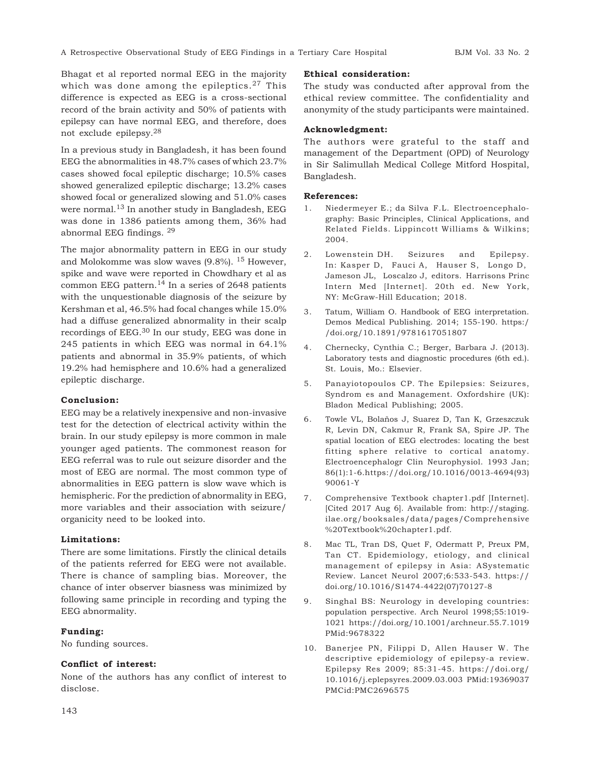Bhagat et al reported normal EEG in the majority which was done among the epileptics.[27] This difference is expected as EEG is a cross-sectional record of the brain activity and 50% of patients with epilepsy can have normal EEG, and therefore, does not exclude epilepsy.[28]

In a previous study in Bangladesh, it has been found EEG the abnormalities in 48.7% cases of which 23.7% cases showed focal epileptic discharge; 10.5% cases showed generalized epileptic discharge; 13.2% cases showed focal or generalized slowing and 51.0% cases were normal.[13] In another study in Bangladesh, EEG was done in 1386 patients among them, 36% had abnormal EEG findings. [29]

The major abnormality pattern in EEG in our study and Molokomme was slow waves (9.8%). [15] However, spike and wave were reported in Chowdhary et al as common EEG pattern.[14] In a series of 2648 patients with the unquestionable diagnosis of the seizure by Kershman et al, 46.5% had focal changes while 15.0% had a diffuse generalized abnormality in their scalp recordings of EEG.[30] In our study, EEG was done in 245 patients in which EEG was normal in 64.1% patients and abnormal in 35.9% patients, of which 19.2% had hemisphere and 10.6% had a generalized epileptic discharge.

### Conclusion:

EEG may be a relatively inexpensive and non-invasive test for the detection of electrical activity within the brain. In our study epilepsy is more common in male younger aged patients. The commonest reason for EEG referral was to rule out seizure disorder and the most of EEG are normal. The most common type of abnormalities in EEG pattern is slow wave which is hemispheric. For the prediction of abnormality in EEG, more variables and their association with seizure/ organicity need to be looked into.

### Limitations:

There are some limitations. Firstly the clinical details of the patients referred for EEG were not available. There is chance of sampling bias. Moreover, the chance of inter observer biasness was minimized by following same principle in recording and typing the EEG abnormality.

### Funding:

No funding sources.

### Conflict of interest:

None of the authors has any conflict of interest to disclose.

### Ethical consideration:

The study was conducted after approval from the ethical review committee. The confidentiality and anonymity of the study participants were maintained.

### Acknowledgment:

The authors were grateful to the staff and management of the Department (OPD) of Neurology in Sir Salimullah Medical College Mitford Hospital, Bangladesh.

### References:

1. Niedermeyer E.; da Silva F.L. Electroencephalography: Basic Principles, Clinical Applications, and Related Fields. Lippincott Williams & Wilkins; 2004.
2. Lowenstein DH. Seizures and Epilepsy. In: Kasper D, Fauci A, Hauser S, Longo D, Jameson JL, Loscalzo J, editors. Harrisons Princ Intern Med [Internet]. 20th ed. New York, NY: McGraw-Hill Education; 2018.
3. Tatum, William O. Handbook of EEG interpretation. Demos Medical Publishing. 2014; 155-190. https://doi.org/10.1891/9781617051807
4. Chernecky, Cynthia C.; Berger, Barbara J. (2013). Laboratory tests and diagnostic procedures (6th ed.). St. Louis, Mo.: Elsevier.
5. Panayiotopoulos CP. The Epilepsies: Seizures, Syndrom es and Management. Oxfordshire (UK): Bladon Medical Publishing; 2005.
6. Towle VL, Bolaños J, Suarez D, Tan K, Grzeszczuk R, Levin DN, Cakmur R, Frank SA, Spire JP. The spatial location of EEG electrodes: locating the best fitting sphere relative to cortical anatomy. Electroencephalogr Clin Neurophysiol. 1993 Jan; 86(1):1-6.https://doi.org/10.1016/0013-4694(93)90061-Y
7. Comprehensive Textbook chapter1.pdf [Internet]. [Cited 2017 Aug 6]. Available from: http://staging.ilae.org/booksales/data/pages/Comprehensive%20Textbook%20chapter1.pdf.
8. Mac TL, Tran DS, Quet F, Odermatt P, Preux PM, Tan CT. Epidemiology, etiology, and clinical management of epilepsy in Asia: ASystematic Review. Lancet Neurol 2007;6:533-543. https://doi.org/10.1016/S1474-4422(07)70127-8
9. Singhal BS: Neurology in developing countries: population perspective. Arch Neurol 1998;55:1019-1021 https://doi.org/10.1001/archneur.55.7.1019 PMid:9678322
10. Banerjee PN, Filippi D, Allen Hauser W. The descriptive epidemiology of epilepsy-a review. Epilepsy Res 2009; 85:31-45. https://doi.org/10.1016/j.eplepsyres.2009.03.003 PMid:19369037 PMCid:PMC2696575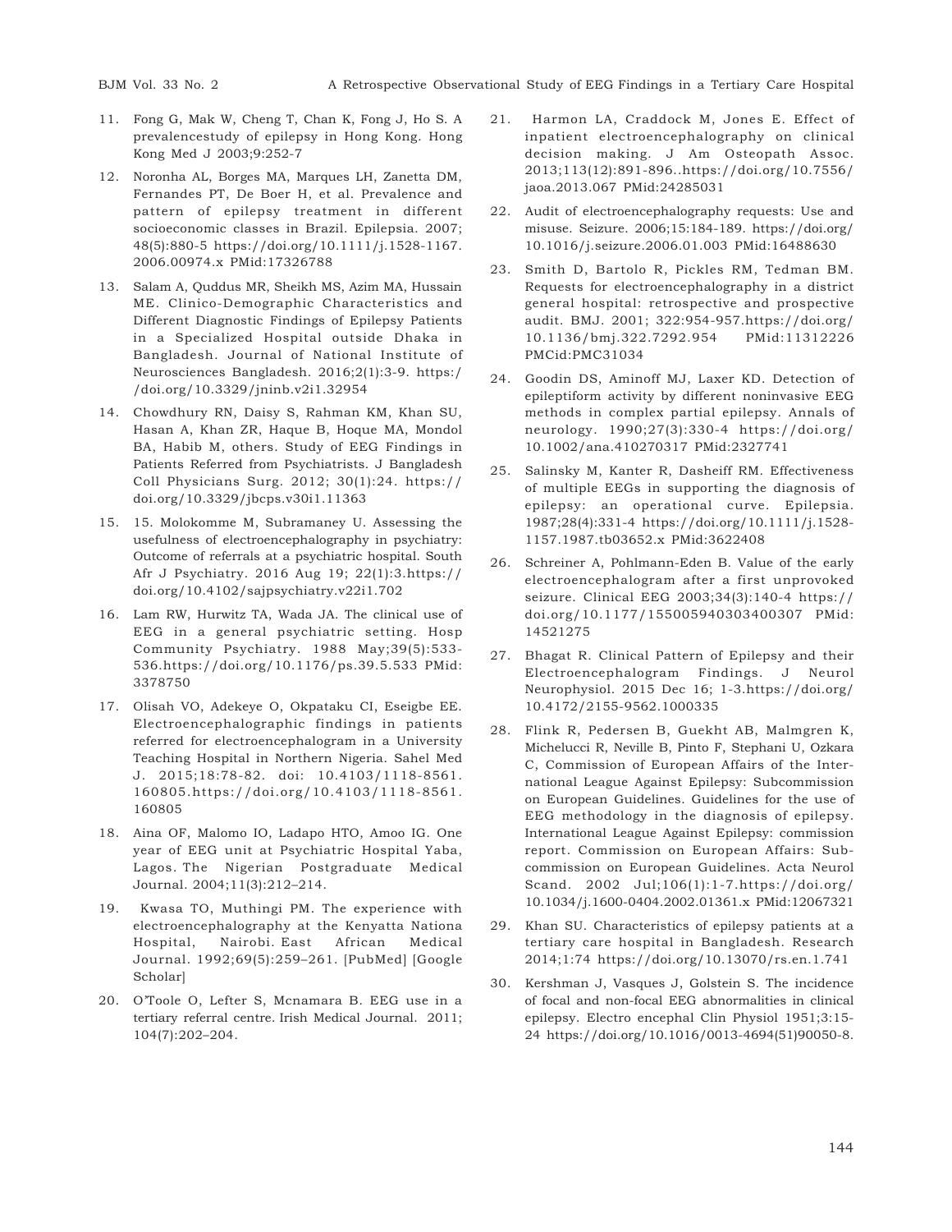11. Fong G, Mak W, Cheng T, Chan K, Fong J, Ho S. A prevalencestudy of epilepsy in Hong Kong. Hong Kong Med J 2003;9:252-7

12. Noronha AL, Borges MA, Marques LH, Zanetta DM, Fernandes PT, De Boer H, et al. Prevalence and pattern of epilepsy treatment in different socioeconomic classes in Brazil. Epilepsia. 2007; 48(5):880-5 https://doi.org/10.1111/j.1528-1167.2006.00974.x PMid:17326788

13. Salam A, Quddus MR, Sheikh MS, Azim MA, Hussain ME. Clinico-Demographic Characteristics and Different Diagnostic Findings of Epilepsy Patients in a Specialized Hospital outside Dhaka in Bangladesh. Journal of National Institute of Neurosciences Bangladesh. 2016;2(1):3-9. https://doi.org/10.3329/jninb.v2i1.32954

14. Chowdhury RN, Daisy S, Rahman KM, Khan SU, Hasan A, Khan ZR, Haque B, Hoque MA, Mondol BA, Habib M, others. Study of EEG Findings in Patients Referred from Psychiatrists. J Bangladesh Coll Physicians Surg. 2012; 30(1):24. https://doi.org/10.3329/jbcps.v30i1.11363

15. 15. Molokomme M, Subramaney U. Assessing the usefulness of electroencephalography in psychiatry: Outcome of referrals at a psychiatric hospital. South Afr J Psychiatry. 2016 Aug 19; 22(1):3.https://doi.org/10.4102/sajpsychiatry.v22i1.702

16. Lam RW, Hurwitz TA, Wada JA. The clinical use of EEG in a general psychiatric setting. Hosp Community Psychiatry. 1988 May;39(5):533-536.https://doi.org/10.1176/ps.39.5.533 PMid:3378750

17. Olisah VO, Adekeye O, Okpataku CI, Eseigbe EE. Electroencephalographic findings in patients referred for electroencephalogram in a University Teaching Hospital in Northern Nigeria. Sahel Med J. 2015;18:78-82. doi: 10.4103/1118-8561.160805.https://doi.org/10.4103/1118-8561.160805

18. Aina OF, Malomo IO, Ladapo HTO, Amoo IG. One year of EEG unit at Psychiatric Hospital Yaba, Lagos. The Nigerian Postgraduate Medical Journal. 2004;11(3):212–214.

19. Kwasa TO, Muthingi PM. The experience with electroencephalography at the Kenyatta Nationa Hospital, Nairobi. East African Medical Journal. 1992;69(5):259–261. [PubMed] [Google Scholar]

20. O'Toole O, Lefter S, Mcnamara B. EEG use in a tertiary referral centre. Irish Medical Journal. 2011; 104(7):202–204.

21. Harmon LA, Craddock M, Jones E. Effect of inpatient electroencephalography on clinical decision making. J Am Osteopath Assoc. 2013;113(12):891-896..https://doi.org/10.7556/jaoa.2013.067 PMid:24285031

22. Audit of electroencephalography requests: Use and misuse. Seizure. 2006;15:184-189. https://doi.org/10.1016/j.seizure.2006.01.003 PMid:16488630

23. Smith D, Bartolo R, Pickles RM, Tedman BM. Requests for electroencephalography in a district general hospital: retrospective and prospective audit. BMJ. 2001; 322:954-957.https://doi.org/10.1136/bmj.322.7292.954 PMid:11312226 PMCid:PMC31034

24. Goodin DS, Aminoff MJ, Laxer KD. Detection of epileptiform activity by different noninvasive EEG methods in complex partial epilepsy. Annals of neurology. 1990;27(3):330-4 https://doi.org/10.1002/ana.410270317 PMid:2327741

25. Salinsky M, Kanter R, Dasheiff RM. Effectiveness of multiple EEGs in supporting the diagnosis of epilepsy: an operational curve. Epilepsia. 1987;28(4):331-4 https://doi.org/10.1111/j.1528-1157.1987.tb03652.x PMid:3622408

26. Schreiner A, Pohlmann-Eden B. Value of the early electroencephalogram after a first unprovoked seizure. Clinical EEG 2003;34(3):140-4 https://doi.org/10.1177/155005940303400307 PMid:14521275

27. Bhagat R. Clinical Pattern of Epilepsy and their Electroencephalogram Findings. J Neurol Neurophysiol. 2015 Dec 16; 1-3.https://doi.org/10.4172/2155-9562.1000335

28. Flink R, Pedersen B, Guekht AB, Malmgren K, Michelucci R, Neville B, Pinto F, Stephani U, Ozkara C, Commission of European Affairs of the International League Against Epilepsy: Subcommission on European Guidelines. Guidelines for the use of EEG methodology in the diagnosis of epilepsy. International League Against Epilepsy: commission report. Commission on European Affairs: Subcommission on European Guidelines. Acta Neurol Scand. 2002 Jul;106(1):1-7.https://doi.org/10.1034/j.1600-0404.2002.01361.x PMid:12067321

29. Khan SU. Characteristics of epilepsy patients at a tertiary care hospital in Bangladesh. Research 2014;1:74 https://doi.org/10.13070/rs.en.1.741

30. Kershman J, Vasques J, Golstein S. The incidence of focal and non-focal EEG abnormalities in clinical epilepsy. Electro encephal Clin Physiol 1951;3:15-24 https://doi.org/10.1016/0013-4694(51)90050-8.